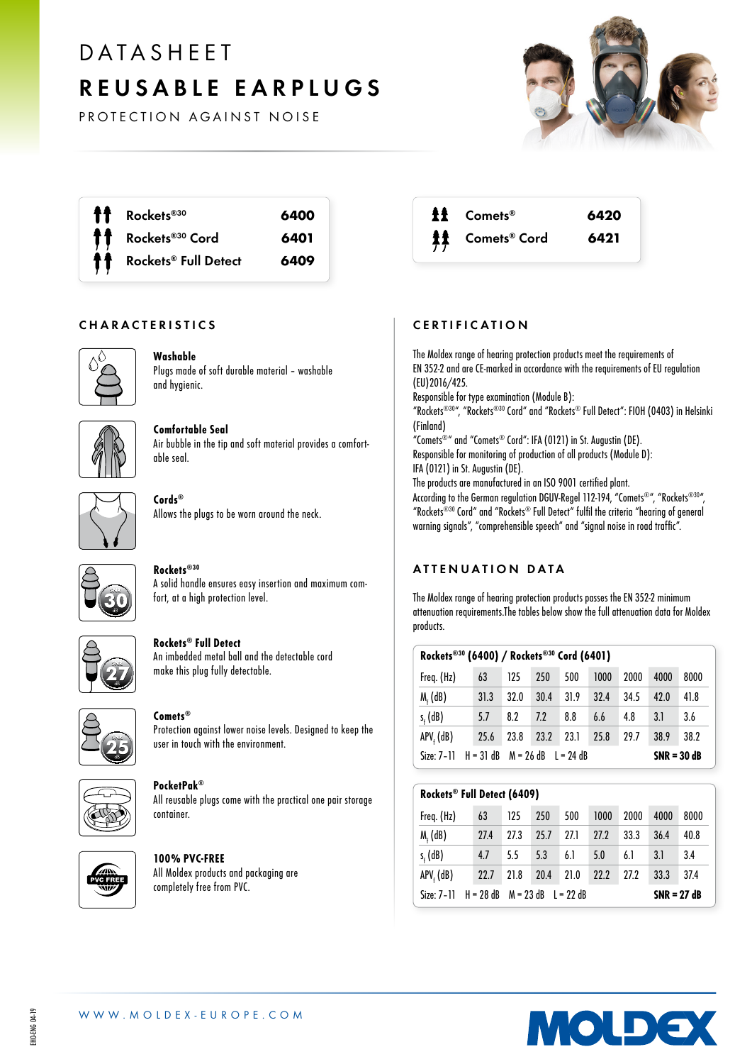# DATASHEET

# REUSABLE EARPLUGS

PROTECTION AGAINST NOISE

| Product | Code |
|---|---|
| Rockets®30 | 6400 |
| Rockets®30 Cord | 6401 |
| Rockets® Full Detect | 6409 |

| Product | Code |
|---|---|
| Comets® | 6420 |
| Comets® Cord | 6421 |

## CHARACTERISTICS

**Washable**
Plugs made of soft durable material – washable and hygienic.

**Comfortable Seal**
Air bubble in the tip and soft material provides a comfortable seal.

**Cords®**
Allows the plugs to be worn around the neck.

**Rockets®30**
A solid handle ensures easy insertion and maximum comfort, at a high protection level.

**Rockets® Full Detect**
An imbedded metal ball and the detectable cord make this plug fully detectable.

**Comets®**
Protection against lower noise levels. Designed to keep the user in touch with the environment.

**PocketPak®**
All reusable plugs come with the practical one pair storage container.

**100% PVC-FREE**
All Moldex products and packaging are completely free from PVC.

## CERTIFICATION

The Moldex range of hearing protection products meet the requirements of EN 352-2 and are CE-marked in accordance with the requirements of EU regulation (EU)2016/425.
Responsible for type examination (Module B):
"Rockets®30", "Rockets®30 Cord" and "Rockets® Full Detect": FIOH (0403) in Helsinki (Finland)
"Comets®" and "Comets® Cord": IFA (0121) in St. Augustin (DE).
Responsible for monitoring of production of all products (Module D):
IFA (0121) in St. Augustin (DE).
The products are manufactured in an ISO 9001 certified plant.
According to the German regulation DGUV-Regel 112-194, "Comets®", "Rockets®30", "Rockets®30 Cord" and "Rockets® Full Detect" fulfil the criteria "hearing of general warning signals", "comprehensible speech" and "signal noise in road traffic".

## ATTENUATION DATA

The Moldex range of hearing protection products passes the EN 352-2 minimum attenuation requirements.The tables below show the full attenuation data for Moldex products.

**Rockets®30 (6400) / Rockets®30 Cord (6401)**

| Freq. (Hz) | 63 | 125 | 250 | 500 | 1000 | 2000 | 4000 | 8000 |
|---|---|---|---|---|---|---|---|---|
| $M_f$ (dB) | 31.3 | 32.0 | 30.4 | 31.9 | 32.4 | 34.5 | 42.0 | 41.8 |
| $s_f$ (dB) | 5.7 | 8.2 | 7.2 | 8.8 | 6.6 | 4.8 | 3.1 | 3.6 |
| $APV_f$ (dB) | 25.6 | 23.8 | 23.2 | 23.1 | 25.8 | 29.7 | 38.9 | 38.2 |

Size: 7-11 H = 31 dB M = 26 dB L = 24 dB **SNR = 30 dB**

**Rockets® Full Detect (6409)**

| Freq. (Hz) | 63 | 125 | 250 | 500 | 1000 | 2000 | 4000 | 8000 |
|---|---|---|---|---|---|---|---|---|
| $M_f$ (dB) | 27.4 | 27.3 | 25.7 | 27.1 | 27.2 | 33.3 | 36.4 | 40.8 |
| $s_f$ (dB) | 4.7 | 5.5 | 5.3 | 6.1 | 5.0 | 6.1 | 3.1 | 3.4 |
| $APV_f$ (dB) | 22.7 | 21.8 | 20.4 | 21.0 | 22.2 | 27.2 | 33.3 | 37.4 |

Size: 7-11 H = 28 dB M = 23 dB L = 22 dB **SNR = 27 dB**

WWW.MOLDEX-EUROPE.COM

EHO-ENG 04-19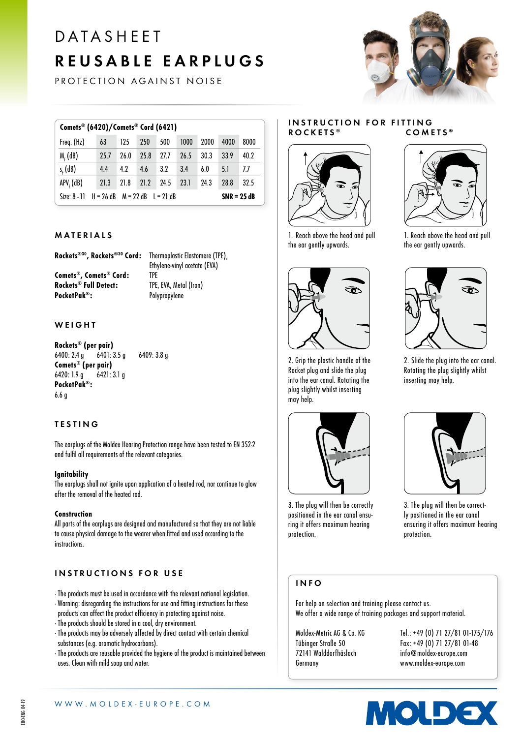# DATASHEET

# REUSABLE EARPLUGS

PROTECTION AGAINST NOISE

| Comets® (6420)/Comets® Cord (6421) | | | | | | | | |
|---|---|---|---|---|---|---|---|---|
| Freq. (Hz) | 63 | 125 | 250 | 500 | 1000 | 2000 | 4000 | 8000 |
| $M_f$ (dB) | 25.7 | 26.0 | 25.8 | 27.7 | 26.5 | 30.3 | 33.9 | 40.2 |
| $s_f$ (dB) | 4.4 | 4.2 | 4.6 | 3.2 | 3.4 | 6.0 | 5.1 | 7.7 |
| $APV_f$ (dB) | 21.3 | 21.8 | 21.2 | 24.5 | 23.1 | 24.3 | 28.8 | 32.5 |
| Size: 8 -11 | H = 26 dB | M = 22 dB | L = 21 dB | | | | SNR = 25 dB | |

## MATERIALS

**Rockets®30, Rockets®30 Cord:** Thermoplastic Elastomere (TPE), Ethylene-vinyl acetate (EVA)
**Comets®, Comets® Cord:** TPE
**Rockets® Full Detect:** TPE, EVA, Metal (Iron)
**PocketPak®:** Polypropylene

## WEIGHT

**Rockets® (per pair)**
6400: 2.4 g 6401: 3.5 g 6409: 3.8 g
**Comets® (per pair)**
6420: 1.9 g 6421: 3.1 g
**PocketPak®:**
6.6 g

## TESTING

The earplugs of the Moldex Hearing Protection range have been tested to EN 352-2 and fulfil all requirements of the relevant categories.

**Ignitability**
The earplugs shall not ignite upon application of a heated rod, nor continue to glow after the removal of the heated rod.

**Construction**
All parts of the earplugs are designed and manufactured so that they are not liable to cause physical damage to the wearer when fitted and used according to the instructions.

## INSTRUCTIONS FOR USE

- The products must be used in accordance with the relevant national legislation.
- Warning: disregarding the instructions for use and fitting instructions for these products can affect the product efficiency in protecting against noise.
- The products should be stored in a cool, dry environment.
- The products may be adversely affected by direct contact with certain chemical substances (e.g. aromatic hydrocarbons).
- The products are reusable provided the hygiene of the product is maintained between uses. Clean with mild soap and water.

## INSTRUCTION FOR FITTING

### ROCKETS®

1. Reach above the head and pull the ear gently upwards.
2. Grip the plastic handle of the Rocket plug and slide the plug into the ear canal. Rotating the plug slightly whilst inserting may help.
3. The plug will then be correctly positioned in the ear canal ensuring it offers maximum hearing protection.

### COMETS®

1. Reach above the head and pull the ear gently upwards.
2. Slide the plug into the ear canal. Rotating the plug slightly whilst inserting may help.
3. The plug will then be correctly positioned in the ear canal ensuring it offers maximum hearing protection.

## INFO

For help on selection and training please contact us.
We offer a wide range of training packages and support material.

Moldex-Metric AG & Co. KG
Tübinger Straße 50
72141 Walddorfhäslach
Germany

Tel.: +49 (0) 71 27/81 01-175/176
Fax: +49 (0) 71 27/81 01-48
info@moldex-europe.com
www.moldex-europe.com

WWW.MOLDEX-EUROPE.COM

EHO-ENG 04-19